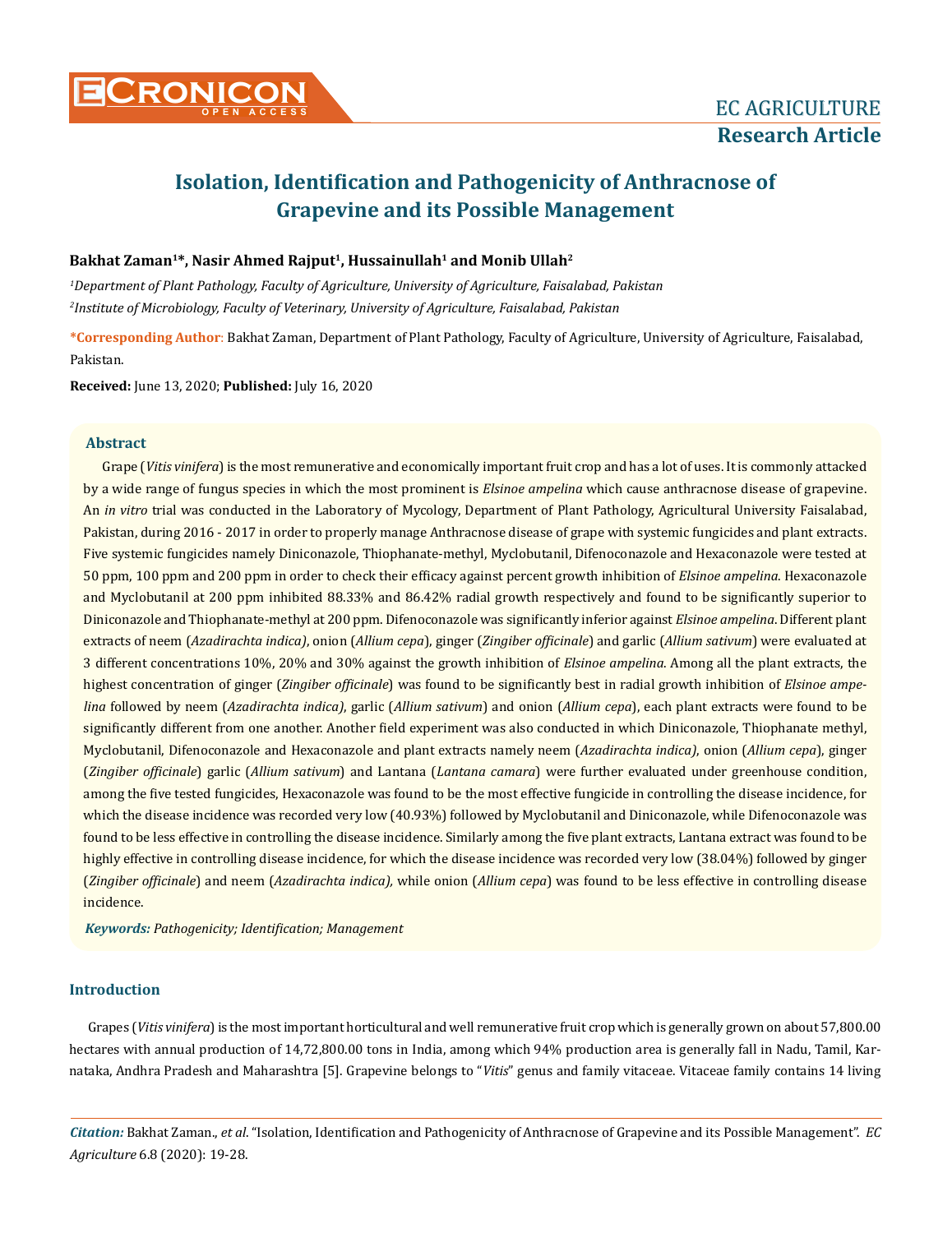# Isolation, Identification and Pathogenicity of Anthracnose of Grapevine and its Possible Management

**Bakhat Zaman[1]*, Nasir Ahmed Rajput[1], Hussainullah[1] and Monib Ullah[2]**

*[1]Department of Plant Pathology, Faculty of Agriculture, University of Agriculture, Faisalabad, Pakistan*

*[2]Institute of Microbiology, Faculty of Veterinary, University of Agriculture, Faisalabad, Pakistan*

**\*Corresponding Author:** Bakhat Zaman, Department of Plant Pathology, Faculty of Agriculture, University of Agriculture, Faisalabad, Pakistan.

**Received:** June 13, 2020; **Published:** July 16, 2020

## Abstract

Grape (*Vitis vinifera*) is the most remunerative and economically important fruit crop and has a lot of uses. It is commonly attacked by a wide range of fungus species in which the most prominent is *Elsinoe ampelina* which cause anthracnose disease of grapevine. An *in vitro* trial was conducted in the Laboratory of Mycology, Department of Plant Pathology, Agricultural University Faisalabad, Pakistan, during 2016 - 2017 in order to properly manage Anthracnose disease of grape with systemic fungicides and plant extracts. Five systemic fungicides namely Diniconazole, Thiophanate-methyl, Myclobutanil, Difenoconazole and Hexaconazole were tested at 50 ppm, 100 ppm and 200 ppm in order to check their efficacy against percent growth inhibition of *Elsinoe ampelina*. Hexaconazole and Myclobutanil at 200 ppm inhibited 88.33% and 86.42% radial growth respectively and found to be significantly superior to Diniconazole and Thiophanate-methyl at 200 ppm. Difenoconazole was significantly inferior against *Elsinoe ampelina*. Different plant extracts of neem (*Azadirachta indica*), onion (*Allium cepa*), ginger (*Zingiber officinale*) and garlic (*Allium sativum*) were evaluated at 3 different concentrations 10%, 20% and 30% against the growth inhibition of *Elsinoe ampelina*. Among all the plant extracts, the highest concentration of ginger (*Zingiber officinale*) was found to be significantly best in radial growth inhibition of *Elsinoe ampelina* followed by neem (*Azadirachta indica)*, garlic (*Allium sativum*) and onion (*Allium cepa*), each plant extracts were found to be significantly different from one another. Another field experiment was also conducted in which Diniconazole, Thiophanate methyl, Myclobutanil, Difenoconazole and Hexaconazole and plant extracts namely neem (*Azadirachta indica)*, onion (*Allium cepa*), ginger (*Zingiber officinale*) garlic (*Allium sativum*) and Lantana (*Lantana camara*) were further evaluated under greenhouse condition, among the five tested fungicides, Hexaconazole was found to be the most effective fungicide in controlling the disease incidence, for which the disease incidence was recorded very low (40.93%) followed by Myclobutanil and Diniconazole, while Difenoconazole was found to be less effective in controlling the disease incidence. Similarly among the five plant extracts, Lantana extract was found to be highly effective in controlling disease incidence, for which the disease incidence was recorded very low (38.04%) followed by ginger (*Zingiber officinale*) and neem (*Azadirachta indica),* while onion (*Allium cepa*) was found to be less effective in controlling disease incidence.

***Keywords:** Pathogenicity; Identification; Management*

## Introduction

Grapes (*Vitis vinifera*) is the most important horticultural and well remunerative fruit crop which is generally grown on about 57,800.00 hectares with annual production of 14,72,800.00 tons in India, among which 94% production area is generally fall in Nadu, Tamil, Karnataka, Andhra Pradesh and Maharashtra [5]. Grapevine belongs to "*Vitis*" genus and family vitaceae. Vitaceae family contains 14 living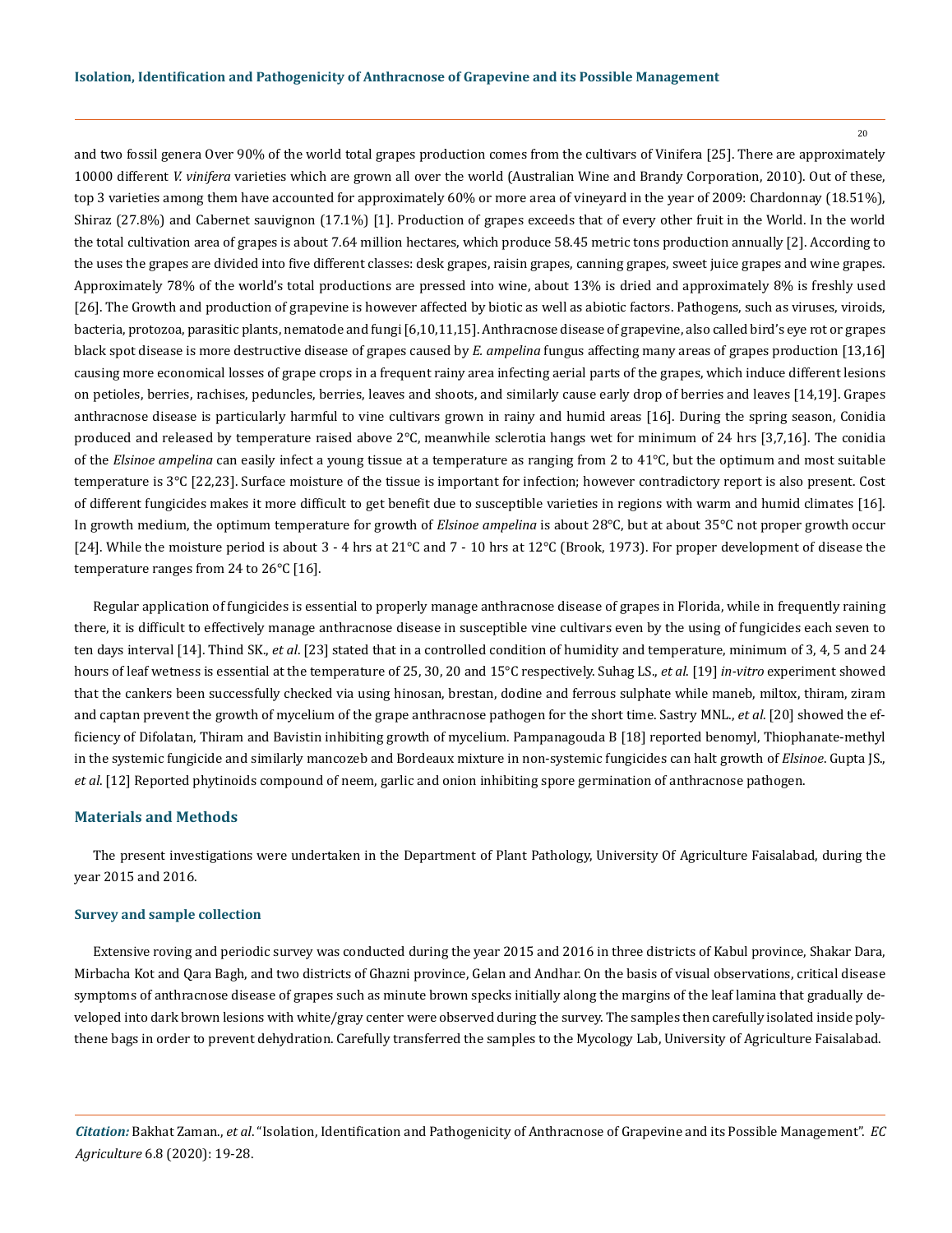and two fossil genera Over 90% of the world total grapes production comes from the cultivars of Vinifera [25]. There are approximately 10000 different *V. vinifera* varieties which are grown all over the world (Australian Wine and Brandy Corporation, 2010). Out of these, top 3 varieties among them have accounted for approximately 60% or more area of vineyard in the year of 2009: Chardonnay (18.51%), Shiraz (27.8%) and Cabernet sauvignon (17.1%) [1]. Production of grapes exceeds that of every other fruit in the World. In the world the total cultivation area of grapes is about 7.64 million hectares, which produce 58.45 metric tons production annually [2]. According to the uses the grapes are divided into five different classes: desk grapes, raisin grapes, canning grapes, sweet juice grapes and wine grapes. Approximately 78% of the world's total productions are pressed into wine, about 13% is dried and approximately 8% is freshly used [26]. The Growth and production of grapevine is however affected by biotic as well as abiotic factors. Pathogens, such as viruses, viroids, bacteria, protozoa, parasitic plants, nematode and fungi [6,10,11,15]. Anthracnose disease of grapevine, also called bird's eye rot or grapes black spot disease is more destructive disease of grapes caused by *E. ampelina* fungus affecting many areas of grapes production [13,16] causing more economical losses of grape crops in a frequent rainy area infecting aerial parts of the grapes, which induce different lesions on petioles, berries, rachises, peduncles, berries, leaves and shoots, and similarly cause early drop of berries and leaves [14,19]. Grapes anthracnose disease is particularly harmful to vine cultivars grown in rainy and humid areas [16]. During the spring season, Conidia produced and released by temperature raised above 2°C, meanwhile sclerotia hangs wet for minimum of 24 hrs [3,7,16]. The conidia of the *Elsinoe ampelina* can easily infect a young tissue at a temperature as ranging from 2 to 41°C, but the optimum and most suitable temperature is 3°C [22,23]. Surface moisture of the tissue is important for infection; however contradictory report is also present. Cost of different fungicides makes it more difficult to get benefit due to susceptible varieties in regions with warm and humid climates [16]. In growth medium, the optimum temperature for growth of *Elsinoe ampelina* is about 28°C, but at about 35°C not proper growth occur [24]. While the moisture period is about 3 - 4 hrs at 21°C and 7 - 10 hrs at 12°C (Brook, 1973). For proper development of disease the temperature ranges from 24 to 26°C [16].

Regular application of fungicides is essential to properly manage anthracnose disease of grapes in Florida, while in frequently raining there, it is difficult to effectively manage anthracnose disease in susceptible vine cultivars even by the using of fungicides each seven to ten days interval [14]. Thind SK., *et al*. [23] stated that in a controlled condition of humidity and temperature, minimum of 3, 4, 5 and 24 hours of leaf wetness is essential at the temperature of 25, 30, 20 and 15°C respectively. Suhag LS., *et al*. [19] *in-vitro* experiment showed that the cankers been successfully checked via using hinosan, brestan, dodine and ferrous sulphate while maneb, miltox, thiram, ziram and captan prevent the growth of mycelium of the grape anthracnose pathogen for the short time. Sastry MNL., *et al*. [20] showed the efficiency of Difolatan, Thiram and Bavistin inhibiting growth of mycelium. Pampanagouda B [18] reported benomyl, Thiophanate-methyl in the systemic fungicide and similarly mancozeb and Bordeaux mixture in non-systemic fungicides can halt growth of *Elsinoe*. Gupta JS., *et al*. [12] Reported phytinoids compound of neem, garlic and onion inhibiting spore germination of anthracnose pathogen.

## Materials and Methods

The present investigations were undertaken in the Department of Plant Pathology, University Of Agriculture Faisalabad, during the year 2015 and 2016.

### Survey and sample collection

Extensive roving and periodic survey was conducted during the year 2015 and 2016 in three districts of Kabul province, Shakar Dara, Mirbacha Kot and Qara Bagh, and two districts of Ghazni province, Gelan and Andhar. On the basis of visual observations, critical disease symptoms of anthracnose disease of grapes such as minute brown specks initially along the margins of the leaf lamina that gradually developed into dark brown lesions with white/gray center were observed during the survey. The samples then carefully isolated inside polythene bags in order to prevent dehydration. Carefully transferred the samples to the Mycology Lab, University of Agriculture Faisalabad.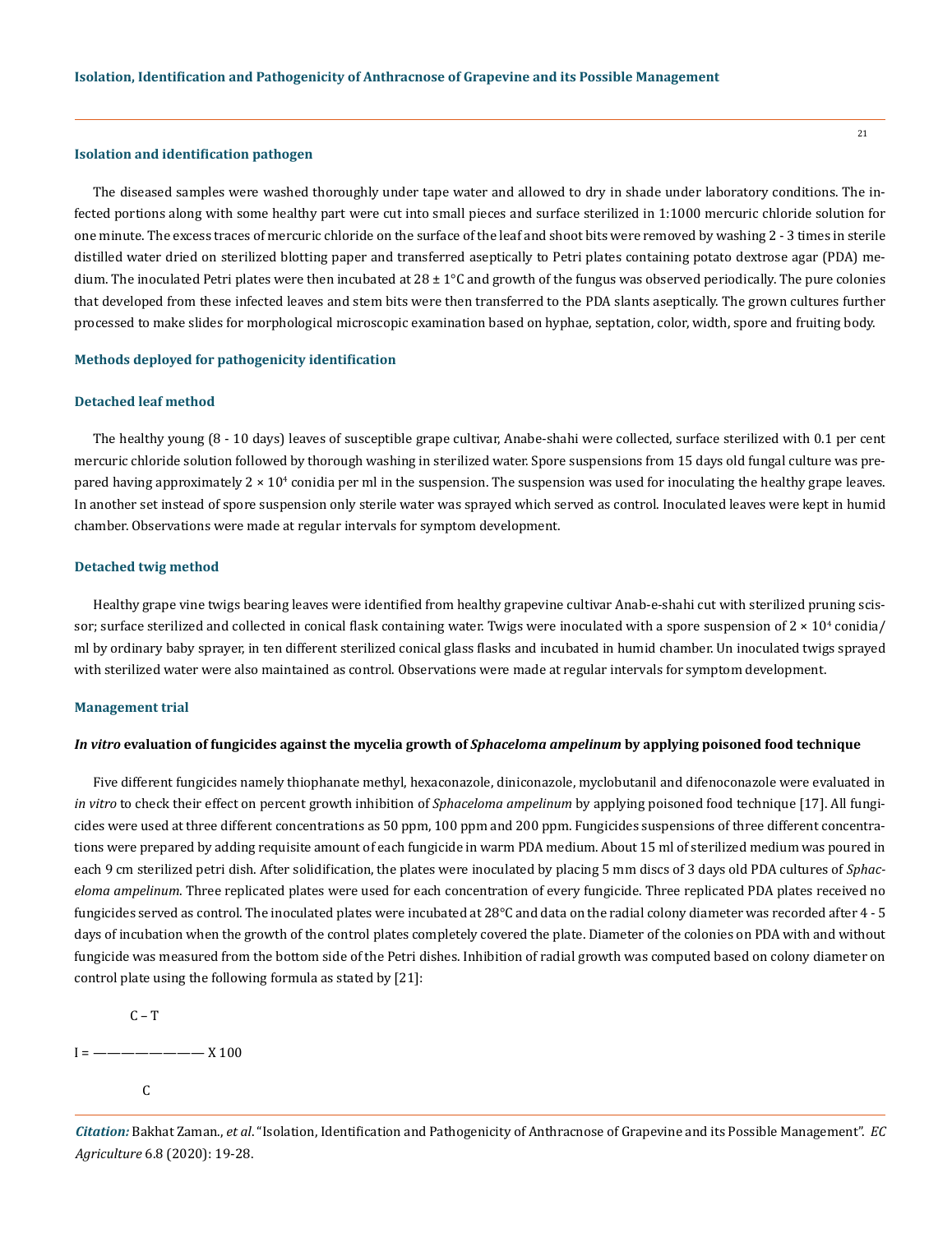### Isolation and identification pathogen

The diseased samples were washed thoroughly under tape water and allowed to dry in shade under laboratory conditions. The infected portions along with some healthy part were cut into small pieces and surface sterilized in 1:1000 mercuric chloride solution for one minute. The excess traces of mercuric chloride on the surface of the leaf and shoot bits were removed by washing 2 - 3 times in sterile distilled water dried on sterilized blotting paper and transferred aseptically to Petri plates containing potato dextrose agar (PDA) medium. The inoculated Petri plates were then incubated at 28 ± 1°C and growth of the fungus was observed periodically. The pure colonies that developed from these infected leaves and stem bits were then transferred to the PDA slants aseptically. The grown cultures further processed to make slides for morphological microscopic examination based on hyphae, septation, color, width, spore and fruiting body.

### Methods deployed for pathogenicity identification

### Detached leaf method

The healthy young (8 - 10 days) leaves of susceptible grape cultivar, Anabe-shahi were collected, surface sterilized with 0.1 per cent mercuric chloride solution followed by thorough washing in sterilized water. Spore suspensions from 15 days old fungal culture was prepared having approximately $2 \times 10^4$ conidia per ml in the suspension. The suspension was used for inoculating the healthy grape leaves. In another set instead of spore suspension only sterile water was sprayed which served as control. Inoculated leaves were kept in humid chamber. Observations were made at regular intervals for symptom development.

### Detached twig method

Healthy grape vine twigs bearing leaves were identified from healthy grapevine cultivar Anab-e-shahi cut with sterilized pruning scissor; surface sterilized and collected in conical flask containing water. Twigs were inoculated with a spore suspension of $2 \times 10^4$ conidia/ml by ordinary baby sprayer, in ten different sterilized conical glass flasks and incubated in humid chamber. Un inoculated twigs sprayed with sterilized water were also maintained as control. Observations were made at regular intervals for symptom development.

### Management trial

#### *In vitro* evaluation of fungicides against the mycelia growth of *Sphaceloma ampelinum* by applying poisoned food technique

Five different fungicides namely thiophanate methyl, hexaconazole, diniconazole, myclobutanil and difenoconazole were evaluated in *in vitro* to check their effect on percent growth inhibition of *Sphaceloma ampelinum* by applying poisoned food technique [17]. All fungicides were used at three different concentrations as 50 ppm, 100 ppm and 200 ppm. Fungicides suspensions of three different concentrations were prepared by adding requisite amount of each fungicide in warm PDA medium. About 15 ml of sterilized medium was poured in each 9 cm sterilized petri dish. After solidification, the plates were inoculated by placing 5 mm discs of 3 days old PDA cultures of *Sphaceloma ampelinum*. Three replicated plates were used for each concentration of every fungicide. Three replicated PDA plates received no fungicides served as control. The inoculated plates were incubated at 28°C and data on the radial colony diameter was recorded after 4 - 5 days of incubation when the growth of the control plates completely covered the plate. Diameter of the colonies on PDA with and without fungicide was measured from the bottom side of the Petri dishes. Inhibition of radial growth was computed based on colony diameter on control plate using the following formula as stated by [21]:

$$I = \frac{C - T}{C} \times 100$$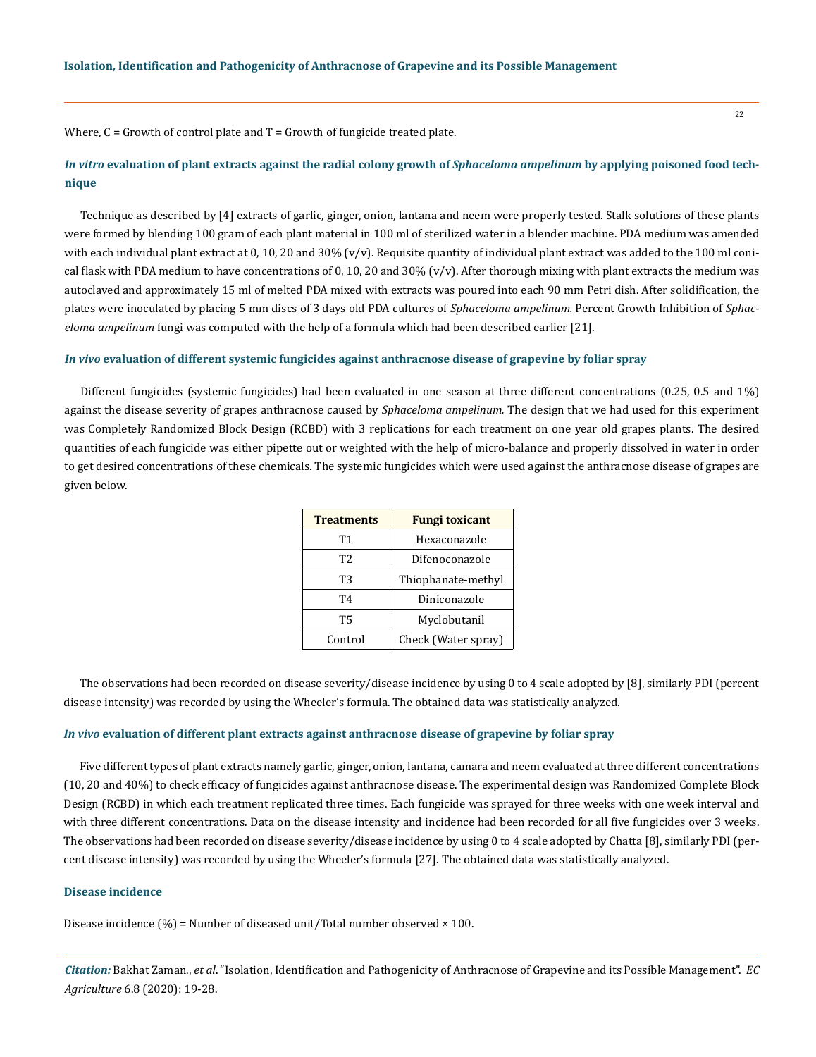Where, C = Growth of control plate and T = Growth of fungicide treated plate.

### *In vitro* evaluation of plant extracts against the radial colony growth of *Sphaceloma ampelinum* by applying poisoned food technique

Technique as described by [4] extracts of garlic, ginger, onion, lantana and neem were properly tested. Stalk solutions of these plants were formed by blending 100 gram of each plant material in 100 ml of sterilized water in a blender machine. PDA medium was amended with each individual plant extract at 0, 10, 20 and 30% (v/v). Requisite quantity of individual plant extract was added to the 100 ml conical flask with PDA medium to have concentrations of 0, 10, 20 and 30% (v/v). After thorough mixing with plant extracts the medium was autoclaved and approximately 15 ml of melted PDA mixed with extracts was poured into each 90 mm Petri dish. After solidification, the plates were inoculated by placing 5 mm discs of 3 days old PDA cultures of *Sphaceloma ampelinum*. Percent Growth Inhibition of *Sphaceloma ampelinum* fungi was computed with the help of a formula which had been described earlier [21].

### *In vivo* evaluation of different systemic fungicides against anthracnose disease of grapevine by foliar spray

Different fungicides (systemic fungicides) had been evaluated in one season at three different concentrations (0.25, 0.5 and 1%) against the disease severity of grapes anthracnose caused by *Sphaceloma ampelinum.* The design that we had used for this experiment was Completely Randomized Block Design (RCBD) with 3 replications for each treatment on one year old grapes plants. The desired quantities of each fungicide was either pipette out or weighted with the help of micro-balance and properly dissolved in water in order to get desired concentrations of these chemicals. The systemic fungicides which were used against the anthracnose disease of grapes are given below.

| Treatments | Fungi toxicant |
|---|---|
| T1 | Hexaconazole |
| T2 | Difenoconazole |
| T3 | Thiophanate-methyl |
| T4 | Diniconazole |
| T5 | Myclobutanil |
| Control | Check (Water spray) |

The observations had been recorded on disease severity/disease incidence by using 0 to 4 scale adopted by [8], similarly PDI (percent disease intensity) was recorded by using the Wheeler's formula. The obtained data was statistically analyzed.

### *In vivo* evaluation of different plant extracts against anthracnose disease of grapevine by foliar spray

Five different types of plant extracts namely garlic, ginger, onion, lantana, camara and neem evaluated at three different concentrations (10, 20 and 40%) to check efficacy of fungicides against anthracnose disease. The experimental design was Randomized Complete Block Design (RCBD) in which each treatment replicated three times. Each fungicide was sprayed for three weeks with one week interval and with three different concentrations. Data on the disease intensity and incidence had been recorded for all five fungicides over 3 weeks. The observations had been recorded on disease severity/disease incidence by using 0 to 4 scale adopted by Chatta [8], similarly PDI (percent disease intensity) was recorded by using the Wheeler's formula [27]. The obtained data was statistically analyzed.

### Disease incidence

Disease incidence (%) = Number of diseased unit/Total number observed × 100.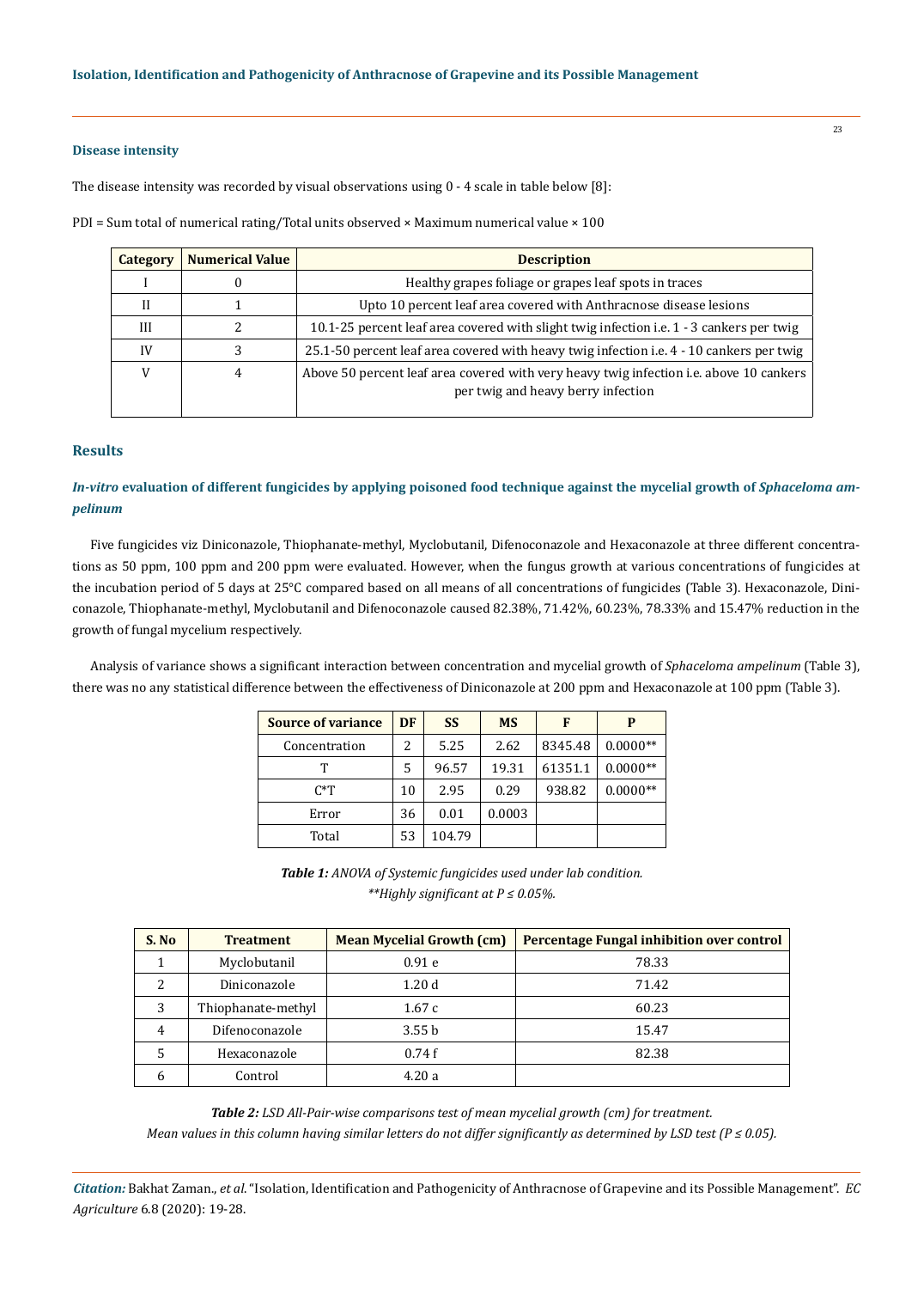### Disease intensity

The disease intensity was recorded by visual observations using 0 - 4 scale in table below [8]:

PDI = Sum total of numerical rating/Total units observed × Maximum numerical value × 100

| Category | Numerical Value | Description |
|---|---|---|
| I | 0 | Healthy grapes foliage or grapes leaf spots in traces |
| II | 1 | Upto 10 percent leaf area covered with Anthracnose disease lesions |
| III | 2 | 10.1-25 percent leaf area covered with slight twig infection i.e. 1 - 3 cankers per twig |
| IV | 3 | 25.1-50 percent leaf area covered with heavy twig infection i.e. 4 - 10 cankers per twig |
| V | 4 | Above 50 percent leaf area covered with very heavy twig infection i.e. above 10 cankers per twig and heavy berry infection |

## Results

### *In-vitro* evaluation of different fungicides by applying poisoned food technique against the mycelial growth of *Sphaceloma ampelinum*

Five fungicides viz Diniconazole, Thiophanate-methyl, Myclobutanil, Difenoconazole and Hexaconazole at three different concentrations as 50 ppm, 100 ppm and 200 ppm were evaluated. However, when the fungus growth at various concentrations of fungicides at the incubation period of 5 days at 25°C compared based on all means of all concentrations of fungicides (Table 3). Hexaconazole, Diniconazole, Thiophanate-methyl, Myclobutanil and Difenoconazole caused 82.38%, 71.42%, 60.23%, 78.33% and 15.47% reduction in the growth of fungal mycelium respectively.

Analysis of variance shows a significant interaction between concentration and mycelial growth of *Sphaceloma ampelinum* (Table 3), there was no any statistical difference between the effectiveness of Diniconazole at 200 ppm and Hexaconazole at 100 ppm (Table 3).

| Source of variance | DF | SS | MS | F | P |
|---|---|---|---|---|---|
| Concentration | 2 | 5.25 | 2.62 | 8345.48 | 0.0000** |
| T | 5 | 96.57 | 19.31 | 61351.1 | 0.0000** |
| C*T | 10 | 2.95 | 0.29 | 938.82 | 0.0000** |
| Error | 36 | 0.01 | 0.0003 | | |
| Total | 53 | 104.79 | | | |

***Table 1:*** *ANOVA of Systemic fungicides used under lab condition.*
*\*\*Highly significant at P ≤ 0.05%.*

| S. No | Treatment | Mean Mycelial Growth (cm) | Percentage Fungal inhibition over control |
|---|---|---|---|
| 1 | Myclobutanil | 0.91 e | 78.33 |
| 2 | Diniconazole | 1.20 d | 71.42 |
| 3 | Thiophanate-methyl | 1.67 c | 60.23 |
| 4 | Difenoconazole | 3.55 b | 15.47 |
| 5 | Hexaconazole | 0.74 f | 82.38 |
| 6 | Control | 4.20 a | |

***Table 2:*** *LSD All-Pair-wise comparisons test of mean mycelial growth (cm) for treatment.*
*Mean values in this column having similar letters do not differ significantly as determined by LSD test (P ≤ 0.05).*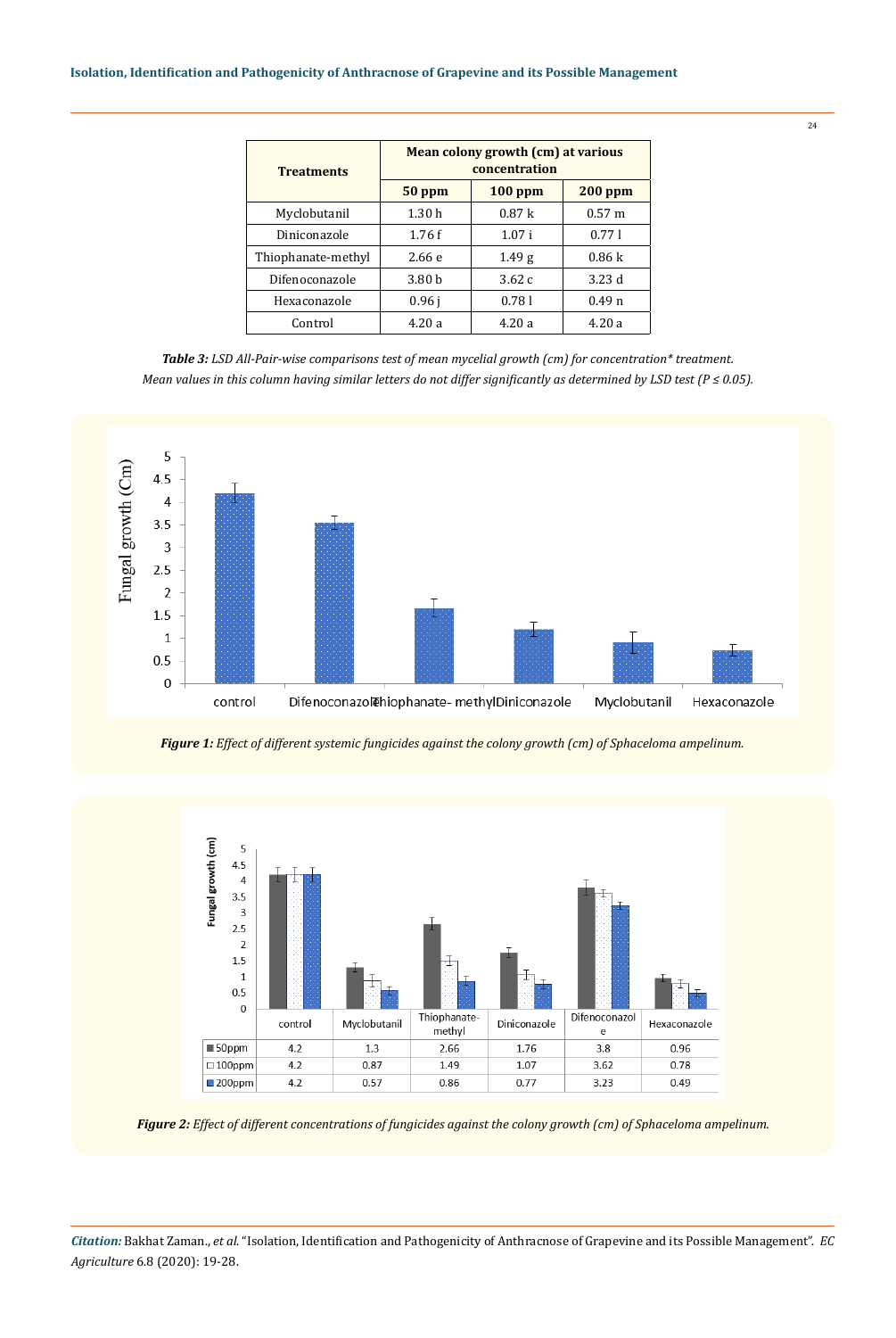| Treatments | Mean colony growth (cm) at various concentration | | |
|---|---|---|---|
| | 50 ppm | 100 ppm | 200 ppm |
| Myclobutanil | 1.30 h | 0.87 k | 0.57 m |
| Diniconazole | 1.76 f | 1.07 i | 0.77 l |
| Thiophanate-methyl | 2.66 e | 1.49 g | 0.86 k |
| Difenoconazole | 3.80 b | 3.62 c | 3.23 d |
| Hexaconazole | 0.96 j | 0.78 l | 0.49 n |
| Control | 4.20 a | 4.20 a | 4.20 a |

***Table 3:*** *LSD All-Pair-wise comparisons test of mean mycelial growth (cm) for concentration\* treatment. Mean values in this column having similar letters do not differ significantly as determined by LSD test (P ≤ 0.05).*

***Figure 1:*** *Effect of different systemic fungicides against the colony growth (cm) of Sphaceloma ampelinum.*

| | control | Myclobutanil | Thiophanate-methyl | Diniconazole | Difenoconazole | Hexaconazole |
|---|---|---|---|---|---|---|
| 50ppm | 4.2 | 1.3 | 2.66 | 1.76 | 3.8 | 0.96 |
| 100ppm | 4.2 | 0.87 | 1.49 | 1.07 | 3.62 | 0.78 |
| 200ppm | 4.2 | 0.57 | 0.86 | 0.77 | 3.23 | 0.49 |

***Figure 2:*** *Effect of different concentrations of fungicides against the colony growth (cm) of Sphaceloma ampelinum.*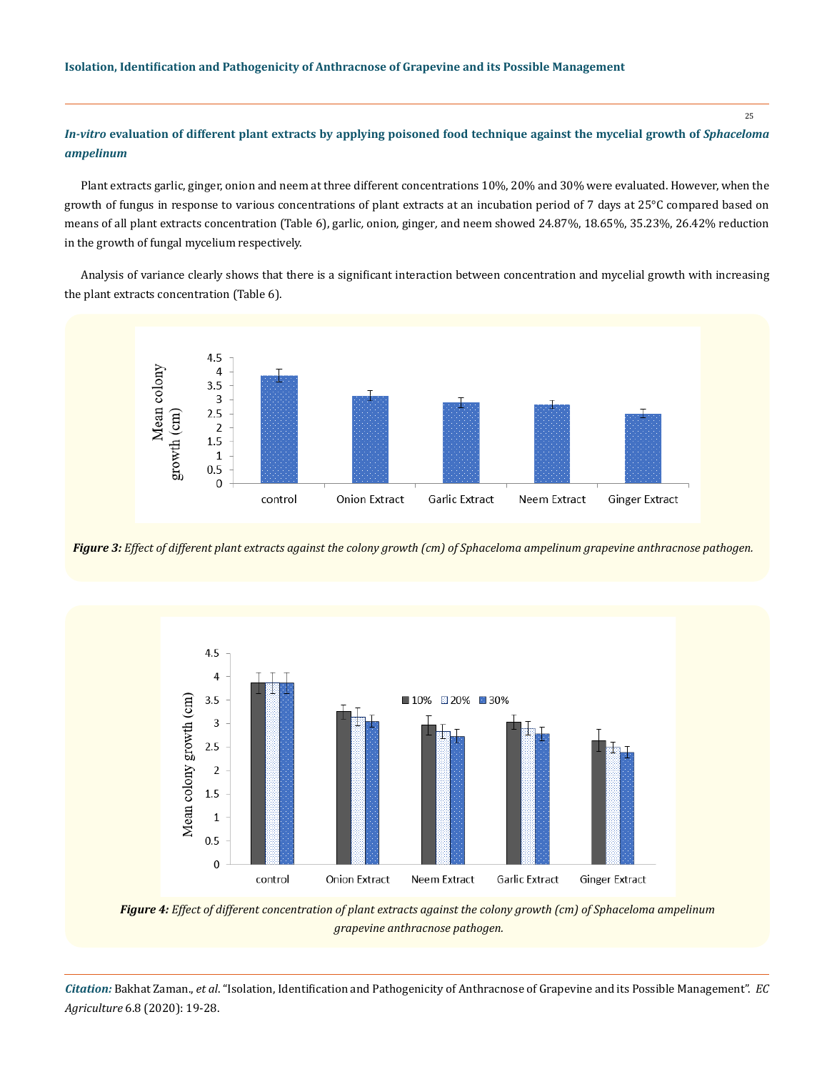### *In-vitro* evaluation of different plant extracts by applying poisoned food technique against the mycelial growth of *Sphaceloma ampelinum*

Plant extracts garlic, ginger, onion and neem at three different concentrations 10%, 20% and 30% were evaluated. However, when the growth of fungus in response to various concentrations of plant extracts at an incubation period of 7 days at 25°C compared based on means of all plant extracts concentration (Table 6), garlic, onion, ginger, and neem showed 24.87%, 18.65%, 35.23%, 26.42% reduction in the growth of fungal mycelium respectively.

Analysis of variance clearly shows that there is a significant interaction between concentration and mycelial growth with increasing the plant extracts concentration (Table 6).

***Figure 3:*** *Effect of different plant extracts against the colony growth (cm) of Sphaceloma ampelinum grapevine anthracnose pathogen.*

***Figure 4:*** *Effect of different concentration of plant extracts against the colony growth (cm) of Sphaceloma ampelinum grapevine anthracnose pathogen.*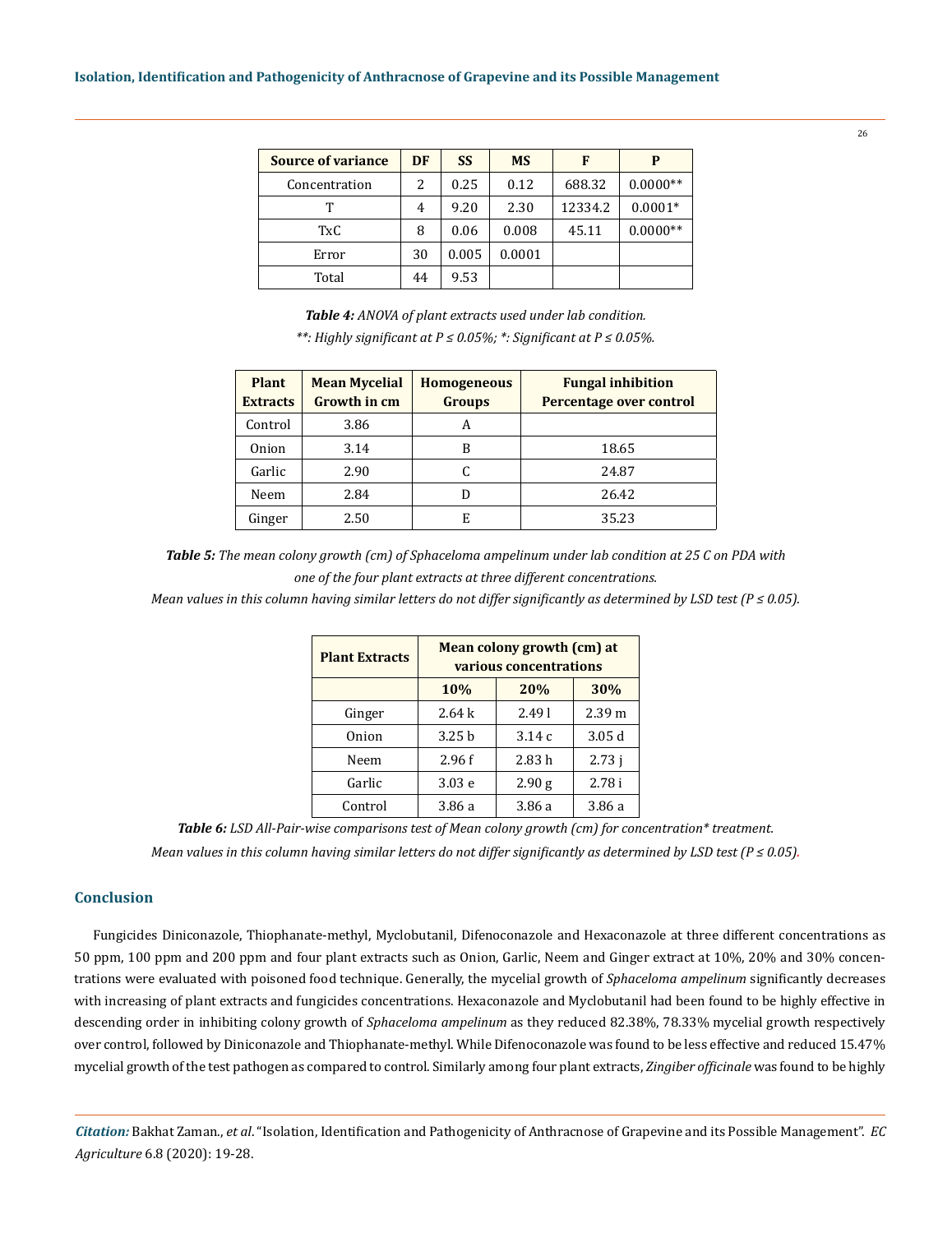| Source of variance | DF | SS | MS | F | P |
|---|---|---|---|---|---|
| Concentration | 2 | 0.25 | 0.12 | 688.32 | 0.0000** |
| T | 4 | 9.20 | 2.30 | 12334.2 | 0.0001* |
| TxC | 8 | 0.06 | 0.008 | 45.11 | 0.0000** |
| Error | 30 | 0.005 | 0.0001 | | |
| Total | 44 | 9.53 | | | |

***Table 4:*** *ANOVA of plant extracts used under lab condition.*

*\*\*: Highly significant at P ≤ 0.05%; \*: Significant at P ≤ 0.05%.*

| Plant Extracts | Mean Mycelial Growth in cm | Homogeneous Groups | Fungal inhibition Percentage over control |
|---|---|---|---|
| Control | 3.86 | A | |
| Onion | 3.14 | B | 18.65 |
| Garlic | 2.90 | C | 24.87 |
| Neem | 2.84 | D | 26.42 |
| Ginger | 2.50 | E | 35.23 |

***Table 5:*** *The mean colony growth (cm) of Sphaceloma ampelinum under lab condition at 25 C on PDA with one of the four plant extracts at three different concentrations.*

*Mean values in this column having similar letters do not differ significantly as determined by LSD test (P ≤ 0.05).*

| Plant Extracts | Mean colony growth (cm) at various concentrations | | |
|---|---|---|---|
| | 10% | 20% | 30% |
| Ginger | 2.64 k | 2.49 l | 2.39 m |
| Onion | 3.25 b | 3.14 c | 3.05 d |
| Neem | 2.96 f | 2.83 h | 2.73 j |
| Garlic | 3.03 e | 2.90 g | 2.78 i |
| Control | 3.86 a | 3.86 a | 3.86 a |

***Table 6:*** *LSD All-Pair-wise comparisons test of Mean colony growth (cm) for concentration\* treatment.*

*Mean values in this column having similar letters do not differ significantly as determined by LSD test (P ≤ 0.05).*

## Conclusion

Fungicides Diniconazole, Thiophanate-methyl, Myclobutanil, Difenoconazole and Hexaconazole at three different concentrations as 50 ppm, 100 ppm and 200 ppm and four plant extracts such as Onion, Garlic, Neem and Ginger extract at 10%, 20% and 30% concentrations were evaluated with poisoned food technique. Generally, the mycelial growth of *Sphaceloma ampelinum* significantly decreases with increasing of plant extracts and fungicides concentrations. Hexaconazole and Myclobutanil had been found to be highly effective in descending order in inhibiting colony growth of *Sphaceloma ampelinum* as they reduced 82.38%, 78.33% mycelial growth respectively over control, followed by Diniconazole and Thiophanate-methyl. While Difenoconazole was found to be less effective and reduced 15.47% mycelial growth of the test pathogen as compared to control. Similarly among four plant extracts, *Zingiber officinale* was found to be highly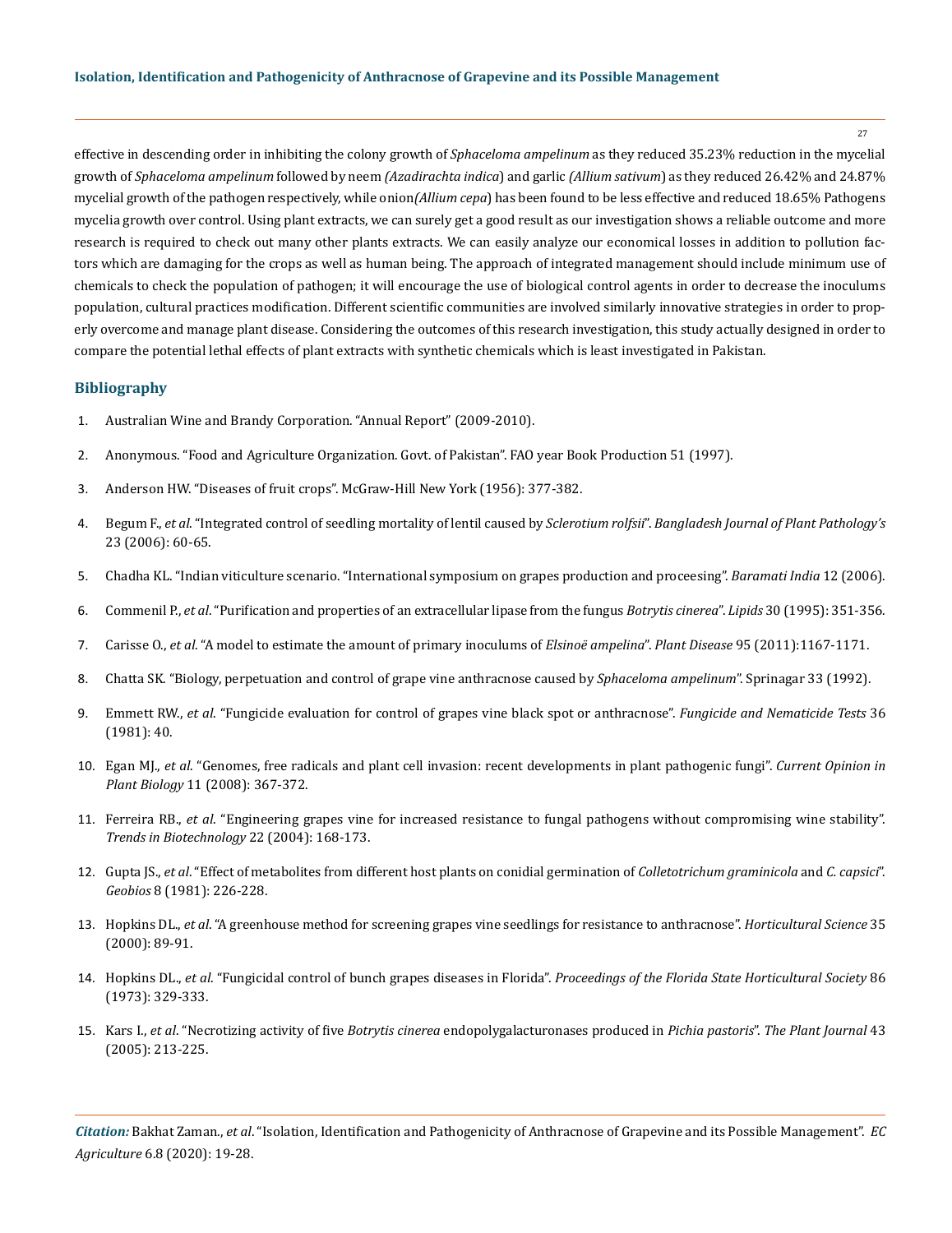effective in descending order in inhibiting the colony growth of *Sphaceloma ampelinum* as they reduced 35.23% reduction in the mycelial growth of *Sphaceloma ampelinum* followed by neem *(Azadirachta indica*) and garlic *(Allium sativum*) as they reduced 26.42% and 24.87% mycelial growth of the pathogen respectively, while onion*(Allium cepa*) has been found to be less effective and reduced 18.65% Pathogens mycelia growth over control. Using plant extracts, we can surely get a good result as our investigation shows a reliable outcome and more research is required to check out many other plants extracts. We can easily analyze our economical losses in addition to pollution factors which are damaging for the crops as well as human being. The approach of integrated management should include minimum use of chemicals to check the population of pathogen; it will encourage the use of biological control agents in order to decrease the inoculums population, cultural practices modification. Different scientific communities are involved similarly innovative strategies in order to properly overcome and manage plant disease. Considering the outcomes of this research investigation, this study actually designed in order to compare the potential lethal effects of plant extracts with synthetic chemicals which is least investigated in Pakistan.

## Bibliography

1. Australian Wine and Brandy Corporation. "Annual Report" (2009-2010).
2. Anonymous. "Food and Agriculture Organization. Govt. of Pakistan". FAO year Book Production 51 (1997).
3. Anderson HW. "Diseases of fruit crops". McGraw-Hill New York (1956): 377-382.
4. Begum F., *et al*. "Integrated control of seedling mortality of lentil caused by *Sclerotium rolfsii*". *Bangladesh Journal of Plant Pathology's* 23 (2006): 60-65.
5. Chadha KL. "Indian viticulture scenario. "International symposium on grapes production and proceesing". *Baramati India* 12 (2006).
6. Commenil P., *et al*. "Purification and properties of an extracellular lipase from the fungus *Botrytis cinerea*". *Lipids* 30 (1995): 351-356.
7. Carisse O., *et al*. "A model to estimate the amount of primary inoculums of *Elsinoë ampelina*". *Plant Disease* 95 (2011):1167-1171.
8. Chatta SK. "Biology, perpetuation and control of grape vine anthracnose caused by *Sphaceloma ampelinum*". Sprinagar 33 (1992).
9. Emmett RW., *et al*. "Fungicide evaluation for control of grapes vine black spot or anthracnose". *Fungicide and Nematicide Tests* 36 (1981): 40.
10. Egan MJ., *et al*. "Genomes, free radicals and plant cell invasion: recent developments in plant pathogenic fungi". *Current Opinion in Plant Biology* 11 (2008): 367-372.
11. Ferreira RB., *et al*. "Engineering grapes vine for increased resistance to fungal pathogens without compromising wine stability". *Trends in Biotechnology* 22 (2004): 168-173.
12. Gupta JS., *et al*. "Effect of metabolites from different host plants on conidial germination of *Colletotrichum graminicola* and *C. capsici*". *Geobios* 8 (1981): 226-228.
13. Hopkins DL., *et al*. "A greenhouse method for screening grapes vine seedlings for resistance to anthracnose". *Horticultural Science* 35 (2000): 89-91.
14. Hopkins DL., *et al*. "Fungicidal control of bunch grapes diseases in Florida". *Proceedings of the Florida State Horticultural Society* 86 (1973): 329-333.
15. Kars I., *et al*. "Necrotizing activity of five *Botrytis cinerea* endopolygalacturonases produced in *Pichia pastoris*". *The Plant Journal* 43 (2005): 213-225.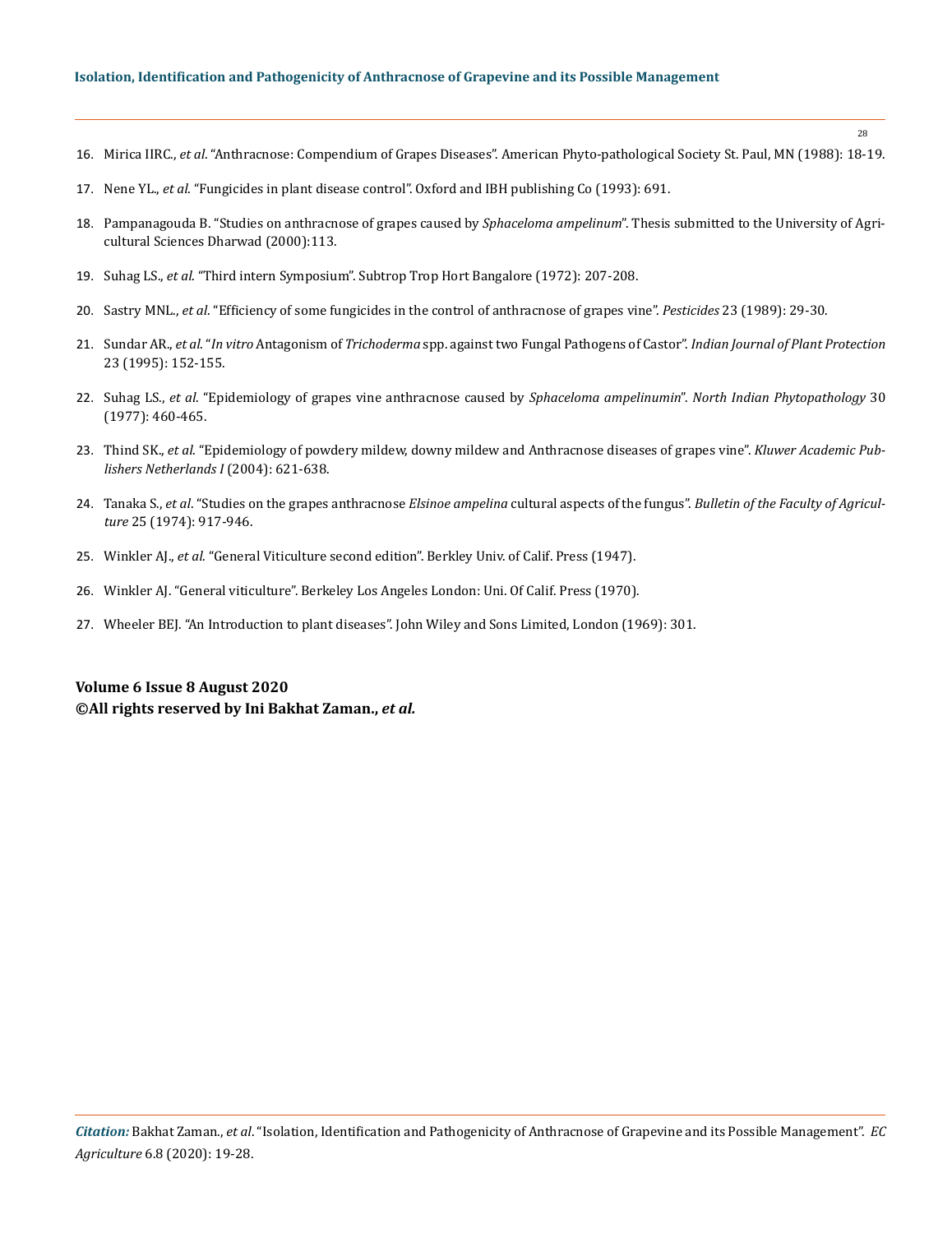16. Mirica IIRC., *et al*. "Anthracnose: Compendium of Grapes Diseases". American Phyto-pathological Society St. Paul, MN (1988): 18-19.

17. Nene YL., *et al*. "Fungicides in plant disease control". Oxford and IBH publishing Co (1993): 691.

18. Pampanagouda B. "Studies on anthracnose of grapes caused by *Sphaceloma ampelinum*". Thesis submitted to the University of Agricultural Sciences Dharwad (2000):113.

19. Suhag LS., *et al*. "Third intern Symposium". Subtrop Trop Hort Bangalore (1972): 207-208.

20. Sastry MNL., *et al*. "Efficiency of some fungicides in the control of anthracnose of grapes vine". *Pesticides* 23 (1989): 29-30.

21. Sundar AR., *et al*. "*In vitro* Antagonism of *Trichoderma* spp. against two Fungal Pathogens of Castor". *Indian Journal of Plant Protection* 23 (1995): 152-155.

22. Suhag LS., *et al*. "Epidemiology of grapes vine anthracnose caused by *Sphaceloma ampelinumin*". *North Indian Phytopathology* 30 (1977): 460-465.

23. Thind SK., *et al*. "Epidemiology of powdery mildew, downy mildew and Anthracnose diseases of grapes vine". *Kluwer Academic Publishers Netherlands I* (2004): 621-638.

24. Tanaka S., *et al*. "Studies on the grapes anthracnose *Elsinoe ampelina* cultural aspects of the fungus". *Bulletin of the Faculty of Agriculture* 25 (1974): 917-946.

25. Winkler AJ., *et al*. "General Viticulture second edition". Berkley Univ. of Calif. Press (1947).

26. Winkler AJ. "General viticulture". Berkeley Los Angeles London: Uni. Of Calif. Press (1970).

27. Wheeler BEJ. "An Introduction to plant diseases". John Wiley and Sons Limited, London (1969): 301.

**Volume 6 Issue 8 August 2020**
**©All rights reserved by Ini Bakhat Zaman., *et al.***